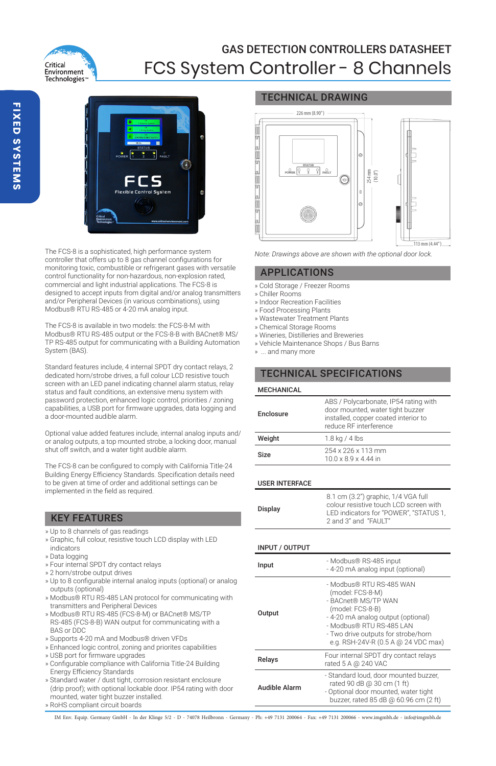# GAS DETECTION CONTROLLERS DATASHEET

# FCS System Controller - 8 Channels

FIXED SYSTEMS

The FCS-8 is a sophisticated, high performance system controller that offers up to 8 gas channel configurations for monitoring toxic, combustible or refrigerant gases with versatile control functionality for non-hazardous, non-explosion rated, commercial and light industrial applications. The FCS-8 is designed to accept inputs from digital and/or analog transmitters and/or Peripheral Devices (in various combinations), using Modbus® RTU RS-485 or 4-20 mA analog input.

The FCS-8 is available in two models: the FCS-8-M with Modbus® RTU RS-485 output or the FCS-8-B with BACnet® MS/TP RS-485 output for communicating with a Building Automation System (BAS).

Standard features include, 4 internal SPDT dry contact relays, 2 dedicated horn/strobe drives, a full colour LCD resistive touch screen with an LED panel indicating channel alarm status, relay status and fault conditions, an extensive menu system with password protection, enhanced logic control, priorities / zoning capabilities, a USB port for firmware upgrades, data logging and a door-mounted audible alarm.

Optional value added features include, internal analog inputs and/ or analog outputs, a top mounted strobe, a locking door, manual shut off switch, and a water tight audible alarm.

The FCS-8 can be configured to comply with California Title-24 Building Energy Efficiency Standards. Specification details need to be given at time of order and additional settings can be implemented in the field as required.

## KEY FEATURES

- Up to 8 channels of gas readings
- Graphic, full colour, resistive touch LCD display with LED indicators
- Data logging
- Four internal SPDT dry contact relays
- 2 horn/strobe output drives
- Up to 8 configurable internal analog inputs (optional) or analog outputs (optional)
- Modbus® RTU RS-485 LAN protocol for communicating with transmitters and Peripheral Devices
- Modbus® RTU RS-485 (FCS-8-M) or BACnet® MS/TP RS-485 (FCS-8-B) WAN output for communicating with a BAS or DDC
- Supports 4-20 mA and Modbus® driven VFDs
- Enhanced logic control, zoning and priorites capabilities
- USB port for firmware upgrades
- Configurable compliance with California Title-24 Building Energy Efficiency Standards
- Standard water / dust tight, corrosion resistant enclosure (drip proof); with optional lockable door. IP54 rating with door mounted, water tight buzzer installed.
- RoHS compliant circuit boards

## TECHNICAL DRAWING

226 mm (8.90") — 254 mm (10.0") — 113 mm (4.44")

*Note: Drawings above are shown with the optional door lock.*

## APPLICATIONS

- Cold Storage / Freezer Rooms
- Chiller Rooms
- Indoor Recreation Facilities
- Food Processing Plants
- Wastewater Treatment Plants
- Chemical Storage Rooms
- Wineries, Distilleries and Breweries
- Vehicle Maintenance Shops / Bus Barns
- ... and many more

## TECHNICAL SPECIFICATIONS

### MECHANICAL

| | |
|---|---|
| **Enclosure** | ABS / Polycarbonate, IP54 rating with door mounted, water tight buzzer installed, copper coated interior to reduce RF interference |
| **Weight** | 1.8 kg / 4 lbs |
| **Size** | 254 x 226 x 113 mm<br>10.0 x 8.9 x 4.44 in |

### USER INTERFACE

| | |
|---|---|
| **Display** | 8.1 cm (3.2") graphic, 1/4 VGA full colour resistive touch LCD screen with LED indicators for "POWER", "STATUS 1, 2 and 3" and "FAULT" |

### INPUT / OUTPUT

| | |
|---|---|
| **Input** | - Modbus® RS-485 input<br>- 4-20 mA analog input (optional) |
| **Output** | - Modbus® RTU RS-485 WAN (model: FCS-8-M)<br>- BACnet® MS/TP WAN (model: FCS-8-B)<br>- 4-20 mA analog output (optional)<br>- Modbus® RTU RS-485 LAN<br>- Two drive outputs for strobe/horn e.g. RSH-24V-R (0.5 A @ 24 VDC max) |
| **Relays** | Four internal SPDT dry contact relays rated 5 A @ 240 VAC |
| **Audible Alarm** | - Standard loud, door mounted buzzer, rated 90 dB @ 30 cm (1 ft)<br>- Optional door mounted, water tight buzzer, rated 85 dB @ 60.96 cm (2 ft) |

IM Env. Equip. Germany GmbH - In der Klinge 5/2 - D - 74078 Heilbronn - Germany - Ph: +49 7131 200064 - Fax: +49 7131 200066 - www.imgmbh.de - info@imgmbh.de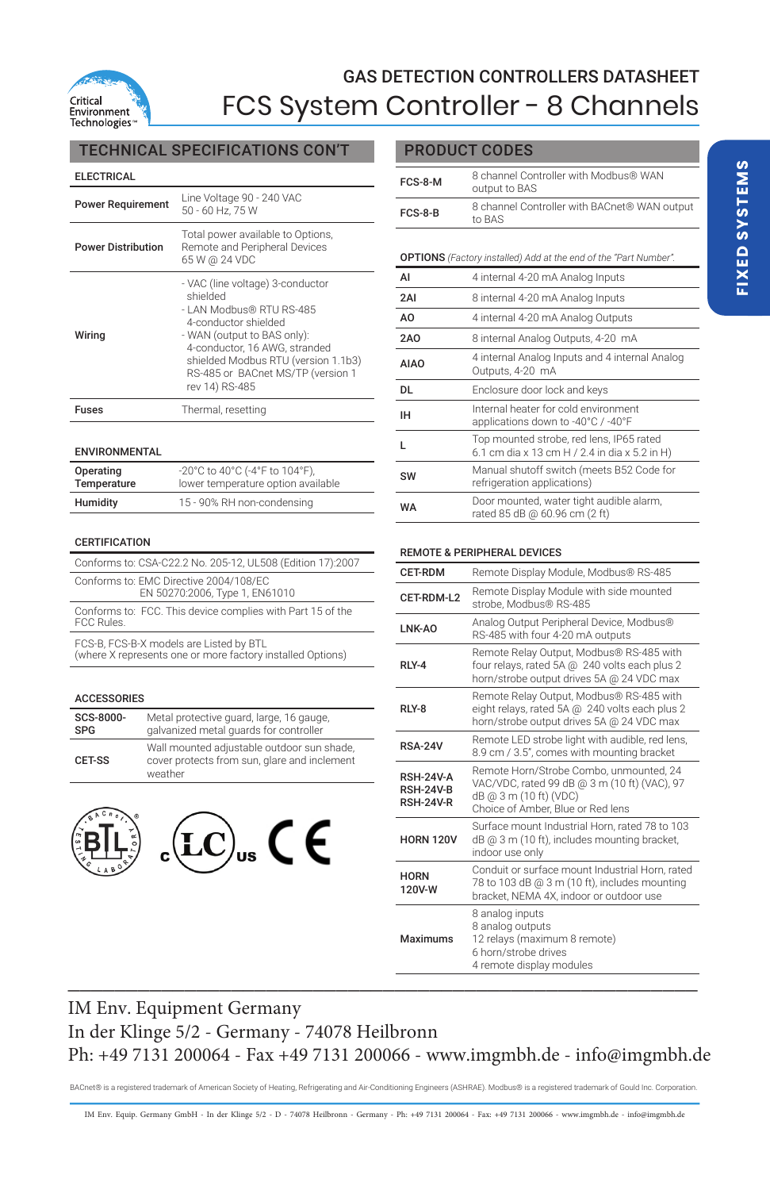# GAS DETECTION CONTROLLERS DATASHEET

# FCS System Controller - 8 Channels

FIXED SYSTEMS

## TECHNICAL SPECIFICATIONS CON'T

### ELECTRICAL

| | |
|---|---|
| **Power Requirement** | Line Voltage 90 - 240 VAC<br>50 - 60 Hz, 75 W |
| **Power Distribution** | Total power available to Options, Remote and Peripheral Devices<br>65 W @ 24 VDC |
| **Wiring** | - VAC (line voltage) 3-conductor shielded<br>- LAN Modbus® RTU RS-485 4-conductor shielded<br>- WAN (output to BAS only): 4-conductor, 16 AWG, stranded shielded Modbus RTU (version 1.1b3) RS-485 or BACnet MS/TP (version 1 rev 14) RS-485 |
| **Fuses** | Thermal, resetting |

### ENVIRONMENTAL

| | |
|---|---|
| **Operating Temperature** | -20°C to 40°C (-4°F to 104°F), lower temperature option available |
| **Humidity** | 15 - 90% RH non-condensing |

### CERTIFICATION

| |
|---|
| Conforms to: CSA-C22.2 No. 205-12, UL508 (Edition 17):2007 |
| Conforms to: EMC Directive 2004/108/EC<br>EN 50270:2006, Type 1, EN61010 |
| Conforms to: FCC. This device complies with Part 15 of the FCC Rules. |
| FCS-B, FCS-B-X models are Listed by BTL<br>(where X represents one or more factory installed Options) |

### ACCESSORIES

| | |
|---|---|
| **SCS-8000-SPG** | Metal protective guard, large, 16 gauge, galvanized metal guards for controller |
| **CET-SS** | Wall mounted adjustable outdoor sun shade, cover protects from sun, glare and inclement weather |

## PRODUCT CODES

| | |
|---|---|
| **FCS-8-M** | 8 channel Controller with Modbus® WAN output to BAS |
| **FCS-8-B** | 8 channel Controller with BACnet® WAN output to BAS |

**OPTIONS** *(Factory installed) Add at the end of the "Part Number".*

| | |
|---|---|
| **AI** | 4 internal 4-20 mA Analog Inputs |
| **2AI** | 8 internal 4-20 mA Analog Inputs |
| **AO** | 4 internal 4-20 mA Analog Outputs |
| **2AO** | 8 internal Analog Outputs, 4-20 mA |
| **AIAO** | 4 internal Analog Inputs and 4 internal Analog Outputs, 4-20 mA |
| **DL** | Enclosure door lock and keys |
| **IH** | Internal heater for cold environment applications down to -40°C / -40°F |
| **L** | Top mounted strobe, red lens, IP65 rated 6.1 cm dia x 13 cm H / 2.4 in dia x 5.2 in H) |
| **SW** | Manual shutoff switch (meets B52 Code for refrigeration applications) |
| **WA** | Door mounted, water tight audible alarm, rated 85 dB @ 60.96 cm (2 ft) |

### REMOTE & PERIPHERAL DEVICES

| | |
|---|---|
| **CET-RDM** | Remote Display Module, Modbus® RS-485 |
| **CET-RDM-L2** | Remote Display Module with side mounted strobe, Modbus® RS-485 |
| **LNK-AO** | Analog Output Peripheral Device, Modbus® RS-485 with four 4-20 mA outputs |
| **RLY-4** | Remote Relay Output, Modbus® RS-485 with four relays, rated 5A @ 240 volts each plus 2 horn/strobe output drives 5A @ 24 VDC max |
| **RLY-8** | Remote Relay Output, Modbus® RS-485 with eight relays, rated 5A @ 240 volts each plus 2 horn/strobe output drives 5A @ 24 VDC max |
| **RSA-24V** | Remote LED strobe light with audible, red lens, 8.9 cm / 3.5", comes with mounting bracket |
| **RSH-24V-A<br>RSH-24V-B<br>RSH-24V-R** | Remote Horn/Strobe Combo, unmounted, 24 VAC/VDC, rated 99 dB @ 3 m (10 ft) (VAC), 97 dB @ 3 m (10 ft) (VDC)<br>Choice of Amber, Blue or Red lens |
| **HORN 120V** | Surface mount Industrial Horn, rated 78 to 103 dB @ 3 m (10 ft), includes mounting bracket, indoor use only |
| **HORN 120V-W** | Conduit or surface mount Industrial Horn, rated 78 to 103 dB @ 3 m (10 ft), includes mounting bracket, NEMA 4X, indoor or outdoor use |
| **Maximums** | 8 analog inputs<br>8 analog outputs<br>12 relays (maximum 8 remote)<br>6 horn/strobe drives<br>4 remote display modules |

IM Env. Equipment Germany
In der Klinge 5/2 - Germany - 74078 Heilbronn
Ph: +49 7131 200064 - Fax +49 7131 200066 - www.imgmbh.de - info@imgmbh.de

BACnet® is a registered trademark of American Society of Heating, Refrigerating and Air-Conditioning Engineers (ASHRAE). Modbus® is a registered trademark of Gould Inc. Corporation.

IM Env. Equip. Germany GmbH - In der Klinge 5/2 - D - 74078 Heilbronn - Germany - Ph: +49 7131 200064 - Fax: +49 7131 200066 - www.imgmbh.de - info@imgmbh.de